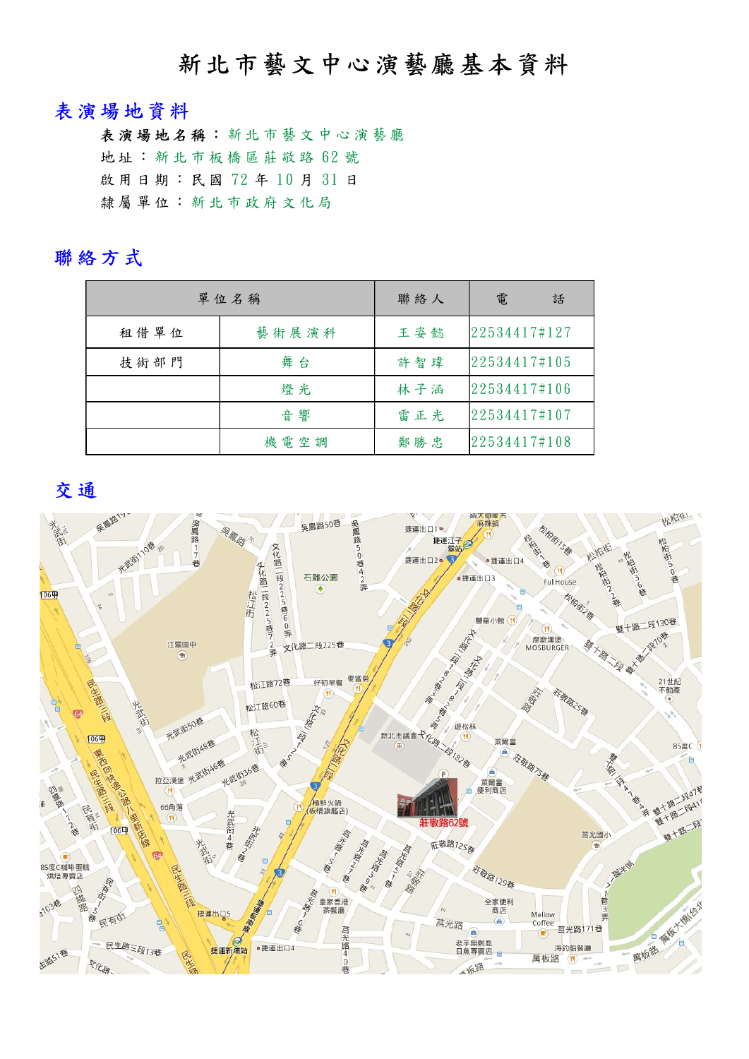# 新北市藝文中心演藝廳基本資料

## 表演場地資料

表演場地名稱：新北市藝文中心演藝廳

地址：新北市板橋區莊敬路 62 號

啟用日期：民國 72 年 10 月 31 日

隸屬單位：新北市政府文化局

## 聯絡方式

| 單位名稱 | | 聯絡人 | 電　　話 |
|---|---|---|---|
| 租借單位 | 藝術展演科 | 王姿懿 | 22534417#127 |
| 技術部門 | 舞台 | 許智瑋 | 22534417#105 |
| | 燈光 | 林子涵 | 22534417#106 |
| | 音響 | 雷正光 | 22534417#107 |
| | 機電空調 | 鄭勝忠 | 22534417#108 |

## 交通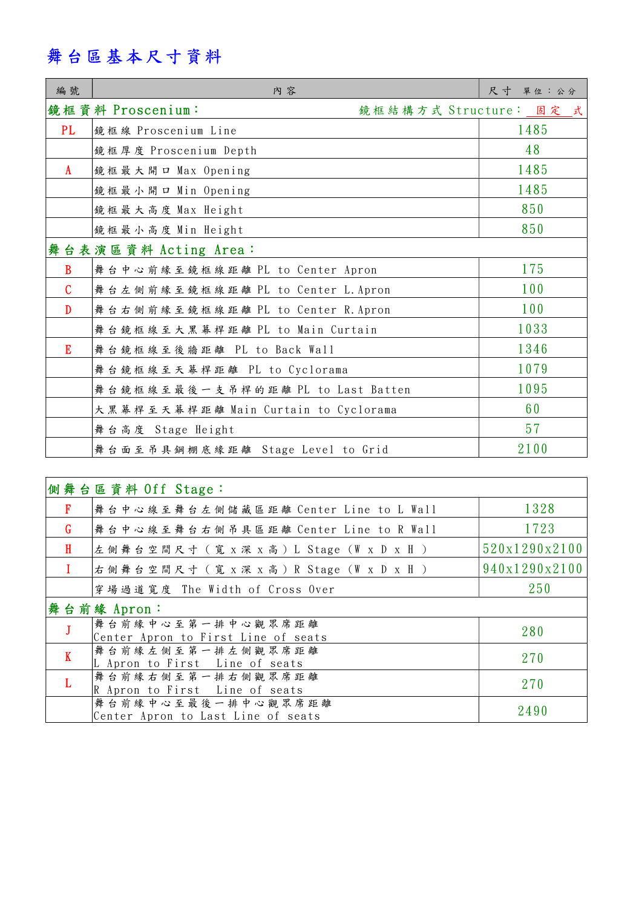# 舞台區基本尺寸資料

| 編號 | 內容 | 尺寸 單位：公分 |
|---|---|---|
| 鏡框資料 Proscenium： | 鏡框結構方式 Structure： 固定 式 | |
| PL | 鏡框線 Proscenium Line | 1485 |
| | 鏡框厚度 Proscenium Depth | 48 |
| A | 鏡框最大開口 Max Opening | 1485 |
| | 鏡框最小開口 Min Opening | 1485 |
| | 鏡框最大高度 Max Height | 850 |
| | 鏡框最小高度 Min Height | 850 |
| 舞台表演區資料 Acting Area： | | |
| B | 舞台中心前緣至鏡框線距離 PL to Center Apron | 175 |
| C | 舞台左側前緣至鏡框線距離 PL to Center L.Apron | 100 |
| D | 舞台右側前緣至鏡框線距離 PL to Center R.Apron | 100 |
| | 舞台鏡框線至大黑幕桿距離 PL to Main Curtain | 1033 |
| E | 舞台鏡框線至後牆距離 PL to Back Wall | 1346 |
| | 舞台鏡框線至天幕桿距離 PL to Cyclorama | 1079 |
| | 舞台鏡框線至最後一支吊桿的距離 PL to Last Batten | 1095 |
| | 大黑幕桿至天幕桿距離 Main Curtain to Cyclorama | 60 |
| | 舞台高度 Stage Height | 57 |
| | 舞台面至吊具鋼棚底緣距離 Stage Level to Grid | 2100 |

| 側舞台區資料 Off Stage： | | |
|---|---|---|
| F | 舞台中心線至舞台左側儲藏區距離 Center Line to L Wall | 1328 |
| G | 舞台中心線至舞台右側吊具區距離 Center Line to R Wall | 1723 |
| H | 左側舞台空間尺寸（寬 x 深 x 高）L Stage（W x D x H） | 520x1290x2100 |
| I | 右側舞台空間尺寸（寬 x 深 x 高）R Stage（W x D x H） | 940x1290x2100 |
| | 穿場過道寬度 The Width of Cross Over | 250 |
| 舞台前緣 Apron： | | |
| J | 舞台前緣中心至第一排中心觀眾席距離 Center Apron to First Line of seats | 280 |
| K | 舞台前緣左側至第一排左側觀眾席距離 L Apron to First Line of seats | 270 |
| L | 舞台前緣右側至第一排右側觀眾席距離 R Apron to First Line of seats | 270 |
| | 舞台前緣中心至最後一排中心觀眾席距離 Center Apron to Last Line of seats | 2490 |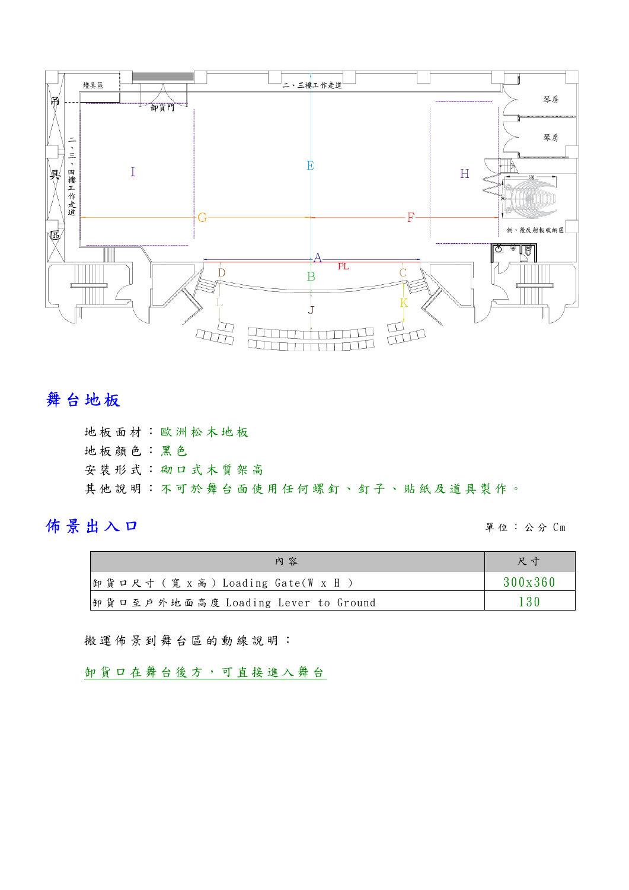## 舞台地板

地板面材：歐洲松木地板

地板顏色：黑色

安裝形式：砌口式木質架高

其他說明：不可於舞台面使用任何螺釘、釘子、貼紙及道具製作。

## 佈景出入口

單位：公分 Cm

| 內容 | 尺寸 |
|---|---|
| 卸貨口尺寸（寬 x 高）Loading Gate(W x H ) | 300x360 |
| 卸貨口至戶外地面高度 Loading Lever to Ground | 130 |

搬運佈景到舞台區的動線說明：

卸貨口在舞台後方，可直接進入舞台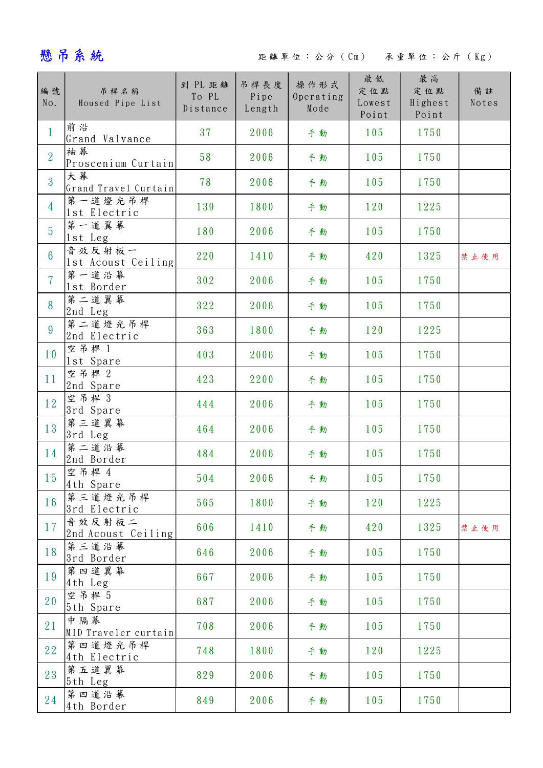# 懸吊系統

距離單位：公分（Cm）　承重單位：公斤（Kg）

| 編號 No. | 吊桿名稱 Housed Pipe List | 到PL距離 To PL Distance | 吊桿長度 Pipe Length | 操作形式 Operating Mode | 最低定位點 Lowest Point | 最高定位點 Highest Point | 備註 Notes |
|---|---|---|---|---|---|---|---|
| 1 | 前沿 Grand Valvance | 37 | 2006 | 手動 | 105 | 1750 | |
| 2 | 袖幕 Proscenium Curtain | 58 | 2006 | 手動 | 105 | 1750 | |
| 3 | 大幕 Grand Travel Curtain | 78 | 2006 | 手動 | 105 | 1750 | |
| 4 | 第一道燈光吊桿 1st Electric | 139 | 1800 | 手動 | 120 | 1225 | |
| 5 | 第一道翼幕 1st Leg | 180 | 2006 | 手動 | 105 | 1750 | |
| 6 | 音效反射板一 1st Acoust Ceiling | 220 | 1410 | 手動 | 420 | 1325 | 禁止使用 |
| 7 | 第一道沿幕 1st Border | 302 | 2006 | 手動 | 105 | 1750 | |
| 8 | 第二道翼幕 2nd Leg | 322 | 2006 | 手動 | 105 | 1750 | |
| 9 | 第二道燈光吊桿 2nd Electric | 363 | 1800 | 手動 | 120 | 1225 | |
| 10 | 空吊桿 1 1st Spare | 403 | 2006 | 手動 | 105 | 1750 | |
| 11 | 空吊桿 2 2nd Spare | 423 | 2200 | 手動 | 105 | 1750 | |
| 12 | 空吊桿 3 3rd Spare | 444 | 2006 | 手動 | 105 | 1750 | |
| 13 | 第三道翼幕 3rd Leg | 464 | 2006 | 手動 | 105 | 1750 | |
| 14 | 第二道沿幕 2nd Border | 484 | 2006 | 手動 | 105 | 1750 | |
| 15 | 空吊桿 4 4th Spare | 504 | 2006 | 手動 | 105 | 1750 | |
| 16 | 第三道燈光吊桿 3rd Electric | 565 | 1800 | 手動 | 120 | 1225 | |
| 17 | 音效反射板二 2nd Acoust Ceiling | 606 | 1410 | 手動 | 420 | 1325 | 禁止使用 |
| 18 | 第三道沿幕 3rd Border | 646 | 2006 | 手動 | 105 | 1750 | |
| 19 | 第四道翼幕 4th Leg | 667 | 2006 | 手動 | 105 | 1750 | |
| 20 | 空吊桿 5 5th Spare | 687 | 2006 | 手動 | 105 | 1750 | |
| 21 | 中隔幕 MID Traveler curtain | 708 | 2006 | 手動 | 105 | 1750 | |
| 22 | 第四道燈光吊桿 4th Electric | 748 | 1800 | 手動 | 120 | 1225 | |
| 23 | 第五道翼幕 5th Leg | 829 | 2006 | 手動 | 105 | 1750 | |
| 24 | 第四道沿幕 4th Border | 849 | 2006 | 手動 | 105 | 1750 | |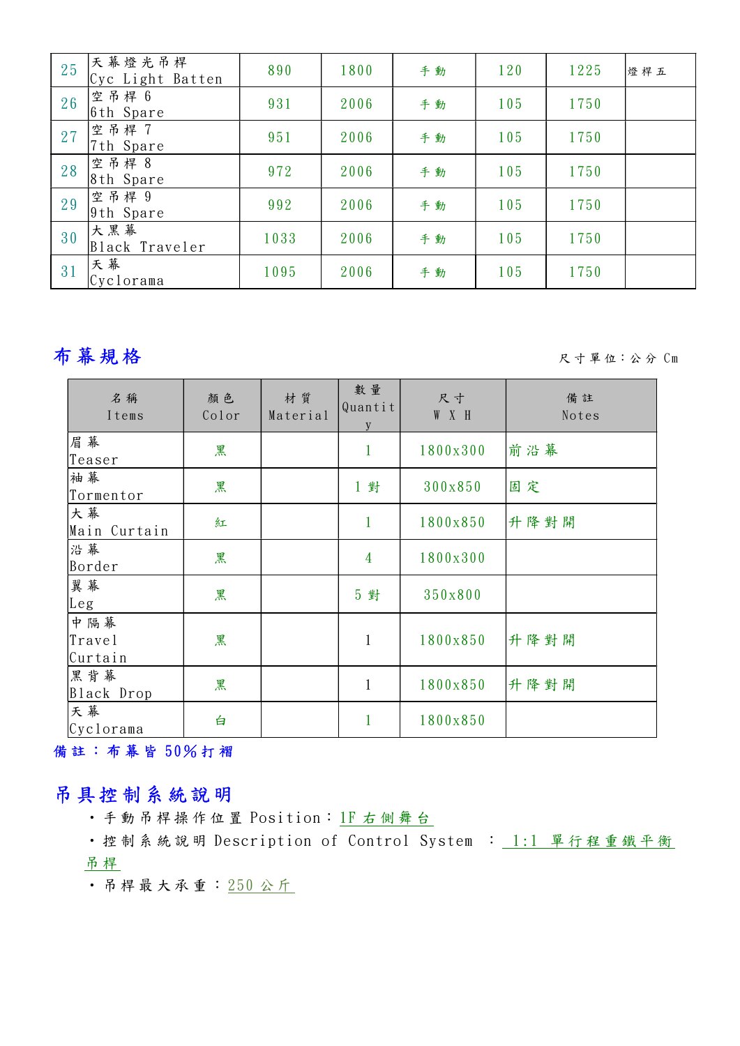| | | | | | | | |
|---|---|---|---|---|---|---|---|
| 25 | 天幕燈光吊桿<br>Cyc Light Batten | 890 | 1800 | 手動 | 120 | 1225 | 燈桿五 |
| 26 | 空吊桿 6<br>6th Spare | 931 | 2006 | 手動 | 105 | 1750 | |
| 27 | 空吊桿 7<br>7th Spare | 951 | 2006 | 手動 | 105 | 1750 | |
| 28 | 空吊桿 8<br>8th Spare | 972 | 2006 | 手動 | 105 | 1750 | |
| 29 | 空吊桿 9<br>9th Spare | 992 | 2006 | 手動 | 105 | 1750 | |
| 30 | 大黑幕<br>Black Traveler | 1033 | 2006 | 手動 | 105 | 1750 | |
| 31 | 天幕<br>Cyclorama | 1095 | 2006 | 手動 | 105 | 1750 | |

## 布幕規格

尺寸單位：公分 Cm

| 名稱<br>Items | 顏色<br>Color | 材質<br>Material | 數量<br>Quantity | 尺寸<br>W X H | 備註<br>Notes |
|---|---|---|---|---|---|
| 眉幕<br>Teaser | 黑 | | 1 | 1800x300 | 前沿幕 |
| 袖幕<br>Tormentor | 黑 | | 1 對 | 300x850 | 固定 |
| 大幕<br>Main Curtain | 紅 | | 1 | 1800x850 | 升降對開 |
| 沿幕<br>Border | 黑 | | 4 | 1800x300 | |
| 翼幕<br>Leg | 黑 | | 5 對 | 350x800 | |
| 中隔幕<br>Travel Curtain | 黑 | | 1 | 1800x850 | 升降對開 |
| 黑背幕<br>Black Drop | 黑 | | 1 | 1800x850 | 升降對開 |
| 天幕<br>Cyclorama | 白 | | 1 | 1800x850 | |

**備註：布幕皆 50%打褶**

## 吊具控制系統說明

- 手動吊桿操作位置 Position：1F 右側舞台
- 控制系統說明 Description of Control System ： 1:1 單行程重鐵平衡吊桿
- 吊桿最大承重：250 公斤